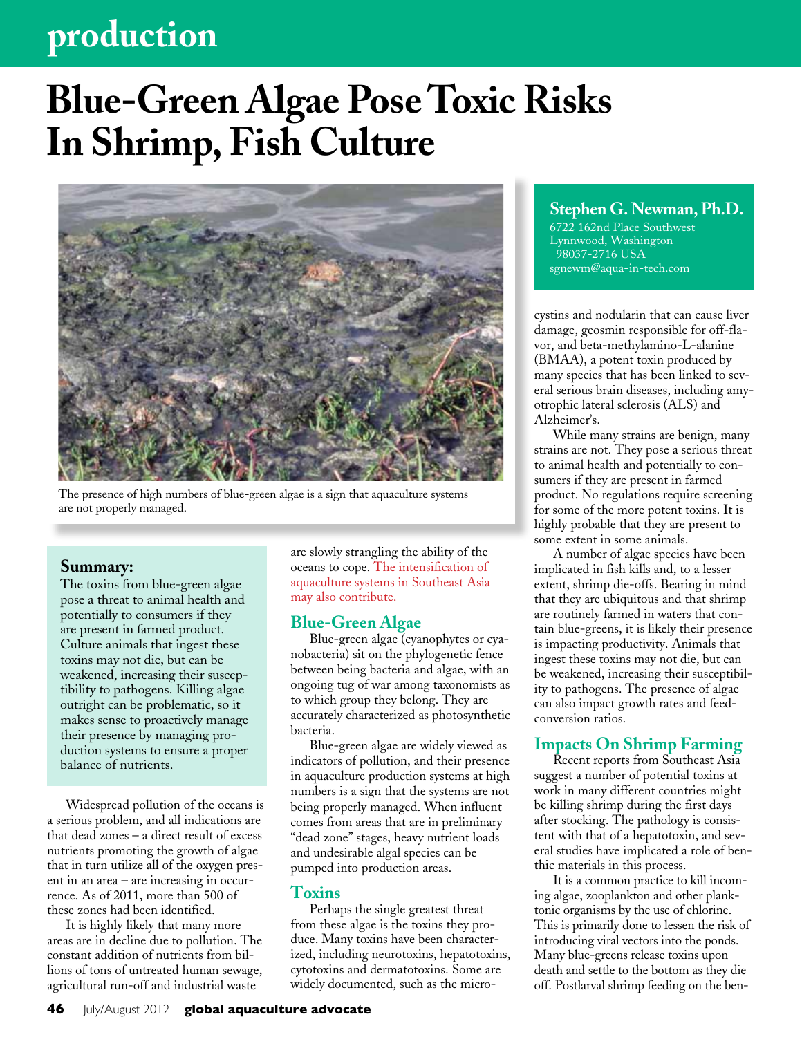# Blue-Green Algae Pose Toxic Risks In Shrimp, Fish Culture

The presence of high numbers of blue-green algae is a sign that aquaculture systems are not properly managed.

**Stephen G. Newman, Ph.D.**
6722 162nd Place Southwest
Lynnwood, Washington
98037-2716 USA
sgnewm@aqua-in-tech.com

**Summary:**
The toxins from blue-green algae pose a threat to animal health and potentially to consumers if they are present in farmed product. Culture animals that ingest these toxins may not die, but can be weakened, increasing their susceptibility to pathogens. Killing algae outright can be problematic, so it makes sense to proactively manage their presence by managing production systems to ensure a proper balance of nutrients.

Widespread pollution of the oceans is a serious problem, and all indications are that dead zones – a direct result of excess nutrients promoting the growth of algae that in turn utilize all of the oxygen present in an area – are increasing in occurrence. As of 2011, more than 500 of these zones had been identified.

It is highly likely that many more areas are in decline due to pollution. The constant addition of nutrients from billions of tons of untreated human sewage, agricultural run-off and industrial waste are slowly strangling the ability of the oceans to cope. The intensification of aquaculture systems in Southeast Asia may also contribute.

## Blue-Green Algae

Blue-green algae (cyanophytes or cyanobacteria) sit on the phylogenetic fence between being bacteria and algae, with an ongoing tug of war among taxonomists as to which group they belong. They are accurately characterized as photosynthetic bacteria.

Blue-green algae are widely viewed as indicators of pollution, and their presence in aquaculture production systems at high numbers is a sign that the systems are not being properly managed. When influent comes from areas that are in preliminary "dead zone" stages, heavy nutrient loads and undesirable algal species can be pumped into production areas.

## Toxins

Perhaps the single greatest threat from these algae is the toxins they produce. Many toxins have been characterized, including neurotoxins, hepatotoxins, cytotoxins and dermatotoxins. Some are widely documented, such as the microcystins and nodularin that can cause liver damage, geosmin responsible for off-flavor, and beta-methylamino-L-alanine (BMAA), a potent toxin produced by many species that has been linked to several serious brain diseases, including amyotrophic lateral sclerosis (ALS) and Alzheimer's.

While many strains are benign, many strains are not. They pose a serious threat to animal health and potentially to consumers if they are present in farmed product. No regulations require screening for some of the more potent toxins. It is highly probable that they are present to some extent in some animals.

A number of algae species have been implicated in fish kills and, to a lesser extent, shrimp die-offs. Bearing in mind that they are ubiquitous and that shrimp are routinely farmed in waters that contain blue-greens, it is likely their presence is impacting productivity. Animals that ingest these toxins may not die, but can be weakened, increasing their susceptibility to pathogens. The presence of algae can also impact growth rates and feed-conversion ratios.

## Impacts On Shrimp Farming

Recent reports from Southeast Asia suggest a number of potential toxins at work in many different countries might be killing shrimp during the first days after stocking. The pathology is consistent with that of a hepatotoxin, and several studies have implicated a role of benthic materials in this process.

It is a common practice to kill incoming algae, zooplankton and other planktonic organisms by the use of chlorine. This is primarily done to lessen the risk of introducing viral vectors into the ponds. Many blue-greens release toxins upon death and settle to the bottom as they die off. Postlarval shrimp feeding on the ben-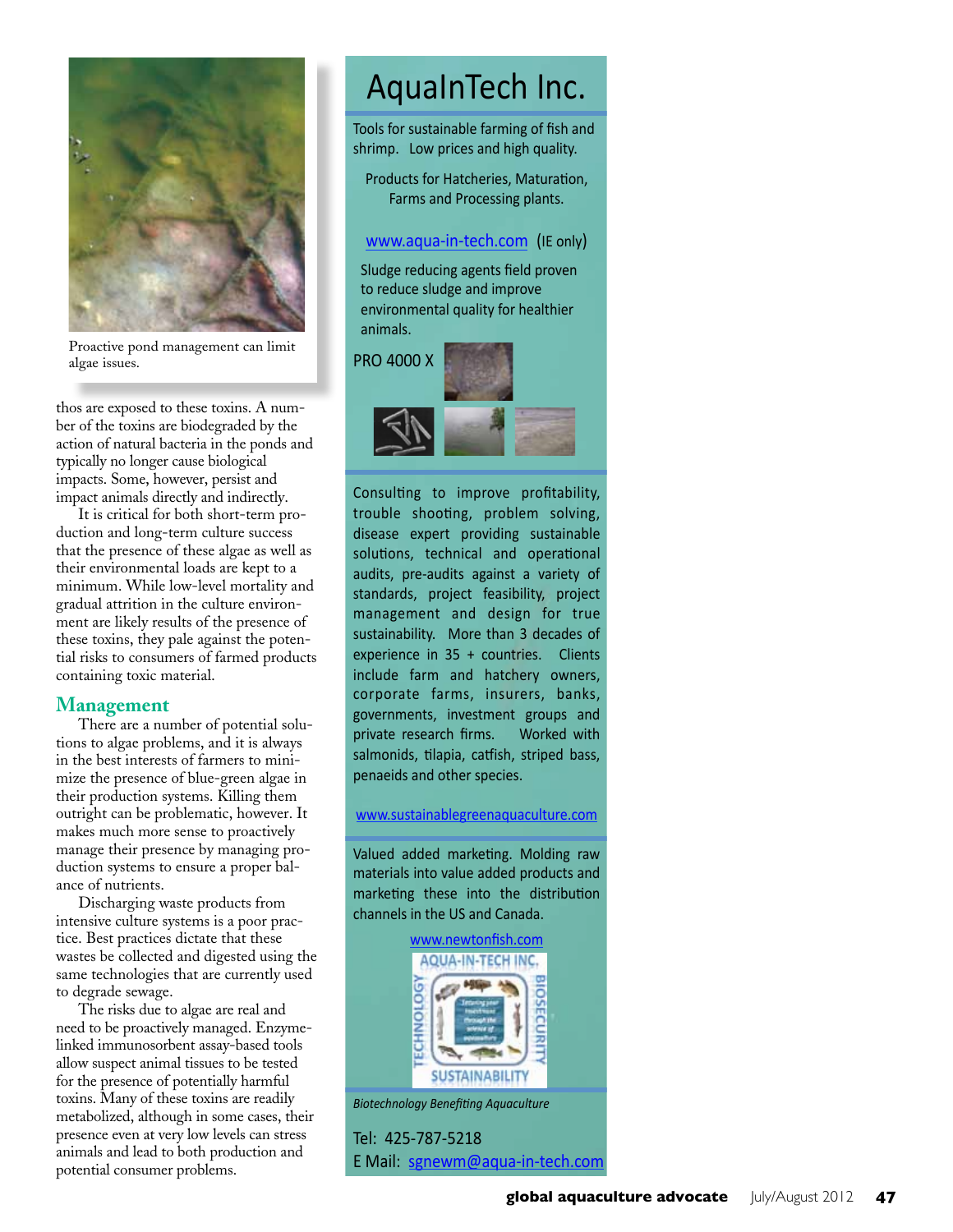Proactive pond management can limit algae issues.

thos are exposed to these toxins. A number of the toxins are biodegraded by the action of natural bacteria in the ponds and typically no longer cause biological impacts. Some, however, persist and impact animals directly and indirectly.

It is critical for both short-term production and long-term culture success that the presence of these algae as well as their environmental loads are kept to a minimum. While low-level mortality and gradual attrition in the culture environment are likely results of the presence of these toxins, they pale against the potential risks to consumers of farmed products containing toxic material.

## Management

There are a number of potential solutions to algae problems, and it is always in the best interests of farmers to minimize the presence of blue-green algae in their production systems. Killing them outright can be problematic, however. It makes much more sense to proactively manage their presence by managing production systems to ensure a proper balance of nutrients.

Discharging waste products from intensive culture systems is a poor practice. Best practices dictate that these wastes be collected and digested using the same technologies that are currently used to degrade sewage.

The risks due to algae are real and need to be proactively managed. Enzyme-linked immunosorbent assay-based tools allow suspect animal tissues to be tested for the presence of potentially harmful toxins. Many of these toxins are readily metabolized, although in some cases, their presence even at very low levels can stress animals and lead to both production and potential consumer problems.

# AquaInTech Inc.

Tools for sustainable farming of fish and shrimp. Low prices and high quality.

Products for Hatcheries, Maturation, Farms and Processing plants.

www.aqua-in-tech.com (IE only)

Sludge reducing agents field proven to reduce sludge and improve environmental quality for healthier animals.

PRO 4000 X

Consulting to improve profitability, trouble shooting, problem solving, disease expert providing sustainable solutions, technical and operational audits, pre-audits against a variety of standards, project feasibility, project management and design for true sustainability. More than 3 decades of experience in 35 + countries. Clients include farm and hatchery owners, corporate farms, insurers, banks, governments, investment groups and private research firms. Worked with salmonids, tilapia, catfish, striped bass, penaeids and other species.

www.sustainablegreenaquaculture.com

Valued added marketing. Molding raw materials into value added products and marketing these into the distribution channels in the US and Canada.

www.newtonfish.com

AQUA-IN-TECH INC. TECHNOLOGY BIOSECURITY SUSTAINABILITY

*Biotechnology Benefiting Aquaculture*

Tel: 425-787-5218

E Mail: sgnewm@aqua-in-tech.com